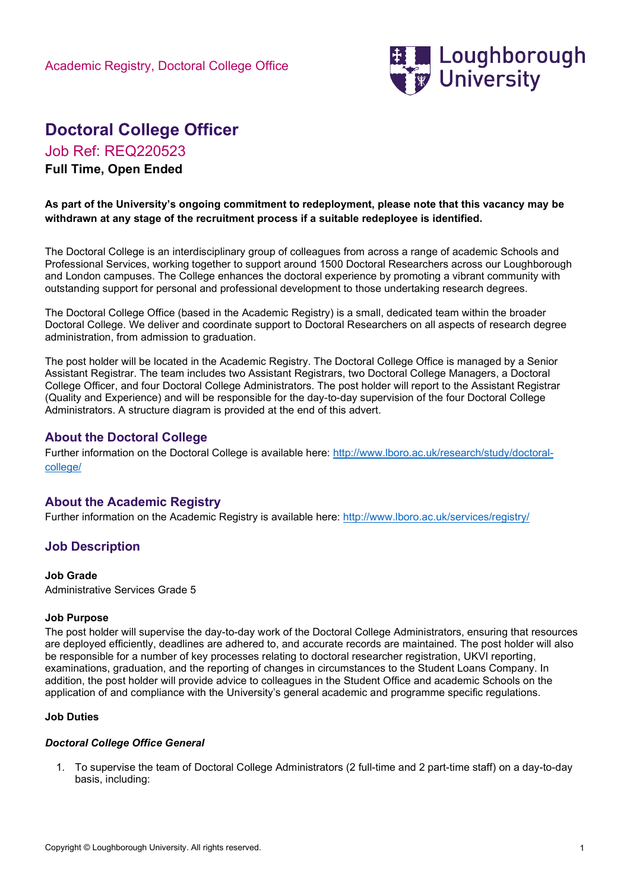Academic Registry, Doctoral College Office

# Doctoral College Officer

## Job Ref: REQ220523

**Full Time, Open Ended**

**As part of the University's ongoing commitment to redeployment, please note that this vacancy may be withdrawn at any stage of the recruitment process if a suitable redeployee is identified.**

The Doctoral College is an interdisciplinary group of colleagues from across a range of academic Schools and Professional Services, working together to support around 1500 Doctoral Researchers across our Loughborough and London campuses. The College enhances the doctoral experience by promoting a vibrant community with outstanding support for personal and professional development to those undertaking research degrees.

The Doctoral College Office (based in the Academic Registry) is a small, dedicated team within the broader Doctoral College. We deliver and coordinate support to Doctoral Researchers on all aspects of research degree administration, from admission to graduation.

The post holder will be located in the Academic Registry. The Doctoral College Office is managed by a Senior Assistant Registrar. The team includes two Assistant Registrars, two Doctoral College Managers, a Doctoral College Officer, and four Doctoral College Administrators. The post holder will report to the Assistant Registrar (Quality and Experience) and will be responsible for the day-to-day supervision of the four Doctoral College Administrators. A structure diagram is provided at the end of this advert.

## About the Doctoral College

Further information on the Doctoral College is available here: [http://www.lboro.ac.uk/research/study/doctoral-college/](http://www.lboro.ac.uk/research/study/doctoral-college/)

## About the Academic Registry

Further information on the Academic Registry is available here: [http://www.lboro.ac.uk/services/registry/](http://www.lboro.ac.uk/services/registry/)

## Job Description

**Job Grade**

Administrative Services Grade 5

**Job Purpose**

The post holder will supervise the day-to-day work of the Doctoral College Administrators, ensuring that resources are deployed efficiently, deadlines are adhered to, and accurate records are maintained. The post holder will also be responsible for a number of key processes relating to doctoral researcher registration, UKVI reporting, examinations, graduation, and the reporting of changes in circumstances to the Student Loans Company. In addition, the post holder will provide advice to colleagues in the Student Office and academic Schools on the application of and compliance with the University's general academic and programme specific regulations.

**Job Duties**

***Doctoral College Office General***

1. To supervise the team of Doctoral College Administrators (2 full-time and 2 part-time staff) on a day-to-day basis, including: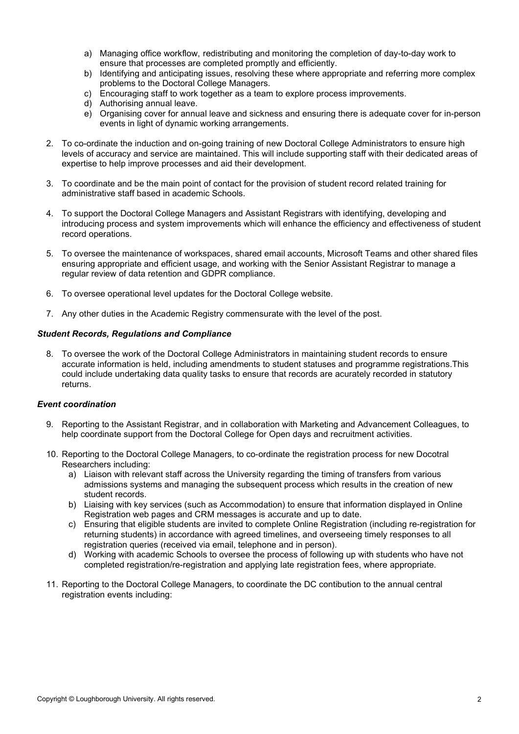a) Managing office workflow, redistributing and monitoring the completion of day-to-day work to ensure that processes are completed promptly and efficiently.
b) Identifying and anticipating issues, resolving these where appropriate and referring more complex problems to the Doctoral College Managers.
c) Encouraging staff to work together as a team to explore process improvements.
d) Authorising annual leave.
e) Organising cover for annual leave and sickness and ensuring there is adequate cover for in-person events in light of dynamic working arrangements.

2. To co-ordinate the induction and on-going training of new Doctoral College Administrators to ensure high levels of accuracy and service are maintained. This will include supporting staff with their dedicated areas of expertise to help improve processes and aid their development.

3. To coordinate and be the main point of contact for the provision of student record related training for administrative staff based in academic Schools.

4. To support the Doctoral College Managers and Assistant Registrars with identifying, developing and introducing process and system improvements which will enhance the efficiency and effectiveness of student record operations.

5. To oversee the maintenance of workspaces, shared email accounts, Microsoft Teams and other shared files ensuring appropriate and efficient usage, and working with the Senior Assistant Registrar to manage a regular review of data retention and GDPR compliance.

6. To oversee operational level updates for the Doctoral College website.

7. Any other duties in the Academic Registry commensurate with the level of the post.

***Student Records, Regulations and Compliance***

8. To oversee the work of the Doctoral College Administrators in maintaining student records to ensure accurate information is held, including amendments to student statuses and programme registrations.This could include undertaking data quality tasks to ensure that records are acurately recorded in statutory returns.

***Event coordination***

9. Reporting to the Assistant Registrar, and in collaboration with Marketing and Advancement Colleagues, to help coordinate support from the Doctoral College for Open days and recruitment activities.

10. Reporting to the Doctoral College Managers, to co-ordinate the registration process for new Docotral Researchers including:
    a) Liaison with relevant staff across the University regarding the timing of transfers from various admissions systems and managing the subsequent process which results in the creation of new student records.
    b) Liaising with key services (such as Accommodation) to ensure that information displayed in Online Registration web pages and CRM messages is accurate and up to date.
    c) Ensuring that eligible students are invited to complete Online Registration (including re-registration for returning students) in accordance with agreed timelines, and overseeing timely responses to all registration queries (received via email, telephone and in person).
    d) Working with academic Schools to oversee the process of following up with students who have not completed registration/re-registration and applying late registration fees, where appropriate.

11. Reporting to the Doctoral College Managers, to coordinate the DC contibution to the annual central registration events including: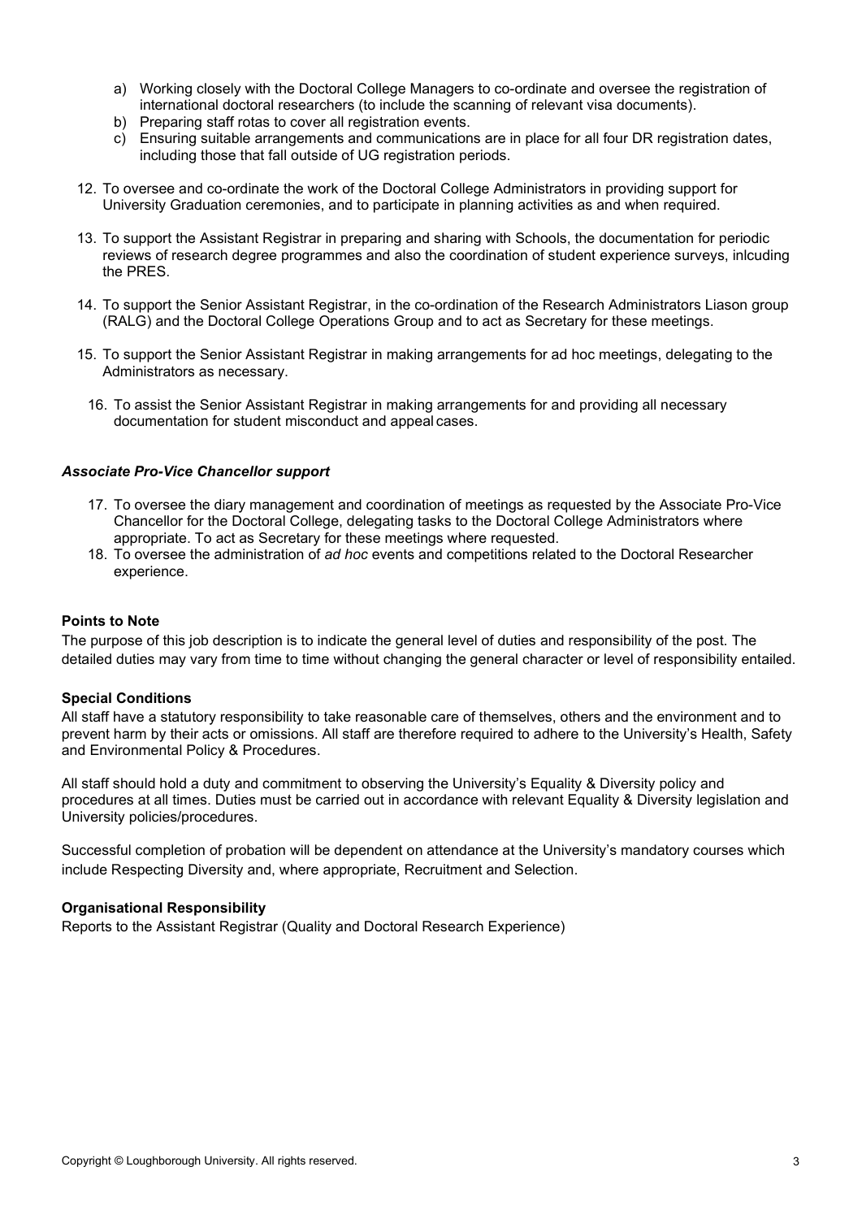a) Working closely with the Doctoral College Managers to co-ordinate and oversee the registration of international doctoral researchers (to include the scanning of relevant visa documents).
b) Preparing staff rotas to cover all registration events.
c) Ensuring suitable arrangements and communications are in place for all four DR registration dates, including those that fall outside of UG registration periods.

12. To oversee and co-ordinate the work of the Doctoral College Administrators in providing support for University Graduation ceremonies, and to participate in planning activities as and when required.
13. To support the Assistant Registrar in preparing and sharing with Schools, the documentation for periodic reviews of research degree programmes and also the coordination of student experience surveys, inlcuding the PRES.
14. To support the Senior Assistant Registrar, in the co-ordination of the Research Administrators Liason group (RALG) and the Doctoral College Operations Group and to act as Secretary for these meetings.
15. To support the Senior Assistant Registrar in making arrangements for ad hoc meetings, delegating to the Administrators as necessary.
16. To assist the Senior Assistant Registrar in making arrangements for and providing all necessary documentation for student misconduct and appeal cases.

***Associate Pro-Vice Chancellor support***

17. To oversee the diary management and coordination of meetings as requested by the Associate Pro-Vice Chancellor for the Doctoral College, delegating tasks to the Doctoral College Administrators where appropriate. To act as Secretary for these meetings where requested.
18. To oversee the administration of *ad hoc* events and competitions related to the Doctoral Researcher experience.

**Points to Note**

The purpose of this job description is to indicate the general level of duties and responsibility of the post. The detailed duties may vary from time to time without changing the general character or level of responsibility entailed.

**Special Conditions**

All staff have a statutory responsibility to take reasonable care of themselves, others and the environment and to prevent harm by their acts or omissions. All staff are therefore required to adhere to the University's Health, Safety and Environmental Policy & Procedures.

All staff should hold a duty and commitment to observing the University's Equality & Diversity policy and procedures at all times. Duties must be carried out in accordance with relevant Equality & Diversity legislation and University policies/procedures.

Successful completion of probation will be dependent on attendance at the University's mandatory courses which include Respecting Diversity and, where appropriate, Recruitment and Selection.

**Organisational Responsibility**

Reports to the Assistant Registrar (Quality and Doctoral Research Experience)

Copyright © Loughborough University. All rights reserved.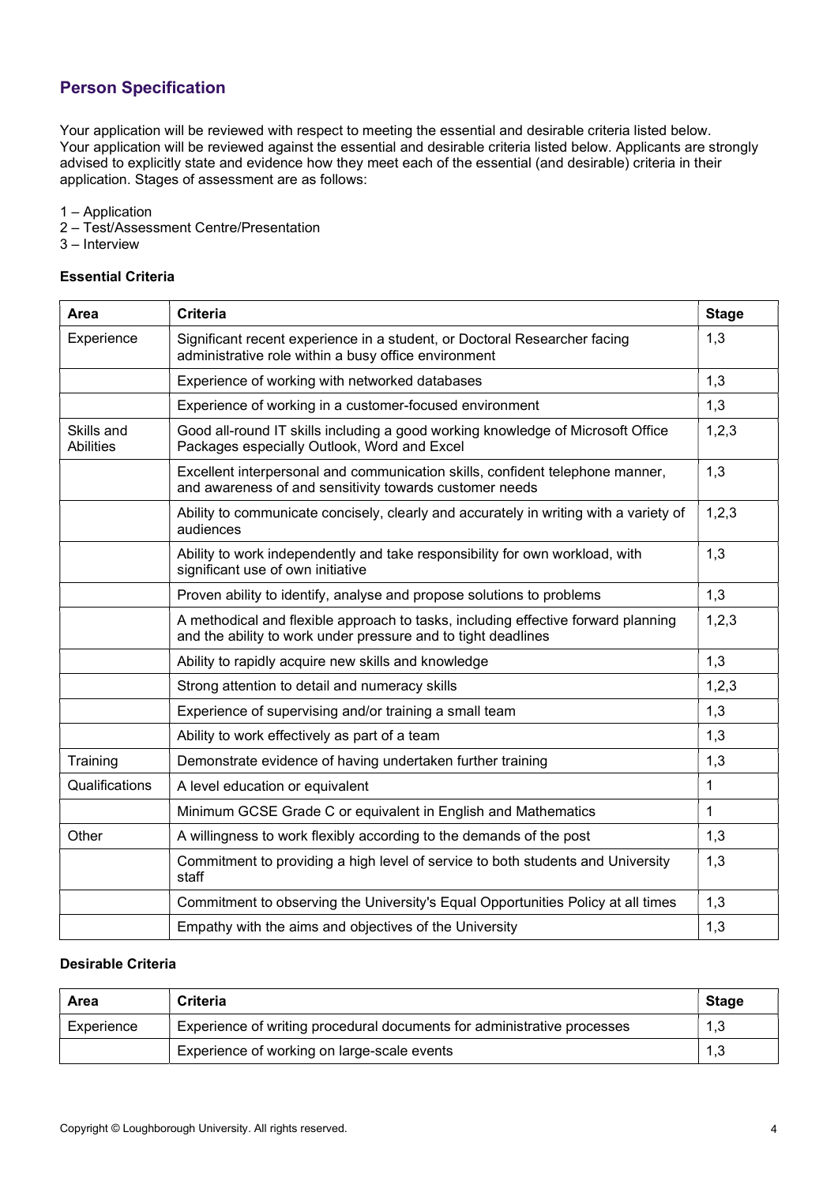## Person Specification

Your application will be reviewed with respect to meeting the essential and desirable criteria listed below. Your application will be reviewed against the essential and desirable criteria listed below. Applicants are strongly advised to explicitly state and evidence how they meet each of the essential (and desirable) criteria in their application. Stages of assessment are as follows:

1 – Application
2 – Test/Assessment Centre/Presentation
3 – Interview

**Essential Criteria**

| Area | Criteria | Stage |
|---|---|---|
| Experience | Significant recent experience in a student, or Doctoral Researcher facing administrative role within a busy office environment | 1,3 |
| | Experience of working with networked databases | 1,3 |
| | Experience of working in a customer-focused environment | 1,3 |
| Skills and Abilities | Good all-round IT skills including a good working knowledge of Microsoft Office Packages especially Outlook, Word and Excel | 1,2,3 |
| | Excellent interpersonal and communication skills, confident telephone manner, and awareness of and sensitivity towards customer needs | 1,3 |
| | Ability to communicate concisely, clearly and accurately in writing with a variety of audiences | 1,2,3 |
| | Ability to work independently and take responsibility for own workload, with significant use of own initiative | 1,3 |
| | Proven ability to identify, analyse and propose solutions to problems | 1,3 |
| | A methodical and flexible approach to tasks, including effective forward planning and the ability to work under pressure and to tight deadlines | 1,2,3 |
| | Ability to rapidly acquire new skills and knowledge | 1,3 |
| | Strong attention to detail and numeracy skills | 1,2,3 |
| | Experience of supervising and/or training a small team | 1,3 |
| | Ability to work effectively as part of a team | 1,3 |
| Training | Demonstrate evidence of having undertaken further training | 1,3 |
| Qualifications | A level education or equivalent | 1 |
| | Minimum GCSE Grade C or equivalent in English and Mathematics | 1 |
| Other | A willingness to work flexibly according to the demands of the post | 1,3 |
| | Commitment to providing a high level of service to both students and University staff | 1,3 |
| | Commitment to observing the University's Equal Opportunities Policy at all times | 1,3 |
| | Empathy with the aims and objectives of the University | 1,3 |

**Desirable Criteria**

| Area | Criteria | Stage |
|---|---|---|
| Experience | Experience of writing procedural documents for administrative processes | 1,3 |
| | Experience of working on large-scale events | 1,3 |

Copyright © Loughborough University. All rights reserved.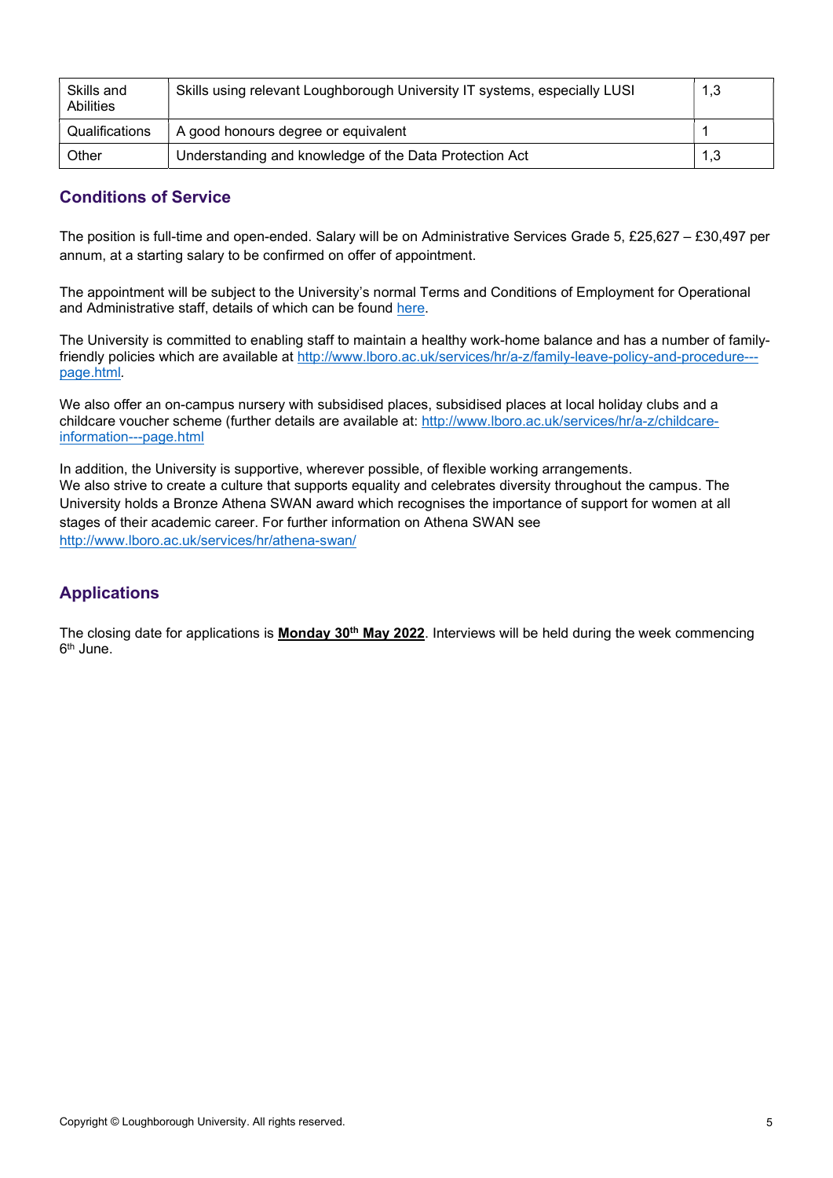| Skills and Abilities | Skills using relevant Loughborough University IT systems, especially LUSI | 1,3 |
|---|---|---|
| Qualifications | A good honours degree or equivalent | 1 |
| Other | Understanding and knowledge of the Data Protection Act | 1,3 |

## Conditions of Service

The position is full-time and open-ended. Salary will be on Administrative Services Grade 5, £25,627 – £30,497 per annum, at a starting salary to be confirmed on offer of appointment.

The appointment will be subject to the University's normal Terms and Conditions of Employment for Operational and Administrative staff, details of which can be found here.

The University is committed to enabling staff to maintain a healthy work-home balance and has a number of family-friendly policies which are available at http://www.lboro.ac.uk/services/hr/a-z/family-leave-policy-and-procedure---page.html.

We also offer an on-campus nursery with subsidised places, subsidised places at local holiday clubs and a childcare voucher scheme (further details are available at: http://www.lboro.ac.uk/services/hr/a-z/childcare-information---page.html

In addition, the University is supportive, wherever possible, of flexible working arrangements.
We also strive to create a culture that supports equality and celebrates diversity throughout the campus. The University holds a Bronze Athena SWAN award which recognises the importance of support for women at all stages of their academic career. For further information on Athena SWAN see http://www.lboro.ac.uk/services/hr/athena-swan/

## Applications

The closing date for applications is **Monday 30th May 2022**. Interviews will be held during the week commencing 6th June.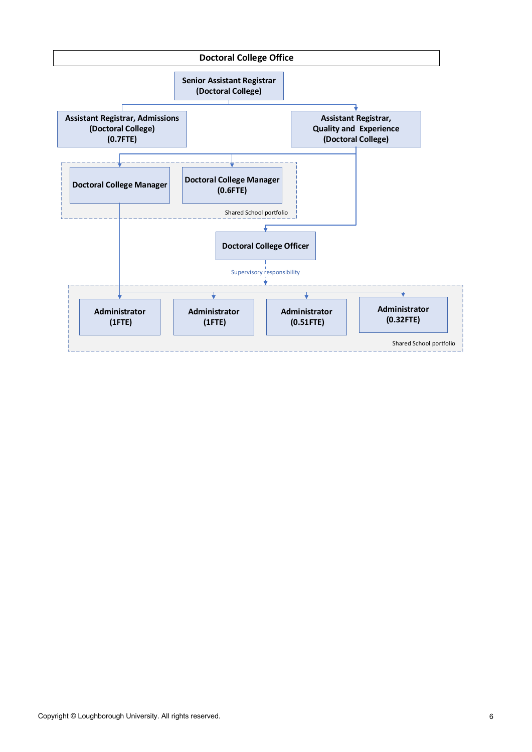# Doctoral College Office

Senior Assistant Registrar (Doctoral College)

Assistant Registrar, Admissions (Doctoral College) (0.7FTE)

Assistant Registrar, Quality and Experience (Doctoral College)

Doctoral College Manager

Doctoral College Manager (0.6FTE)

Shared School portfolio

Doctoral College Officer

Supervisory responsibility

Administrator (1FTE)

Administrator (1FTE)

Administrator (0.51FTE)

Administrator (0.32FTE)

Shared School portfolio

Copyright © Loughborough University. All rights reserved.